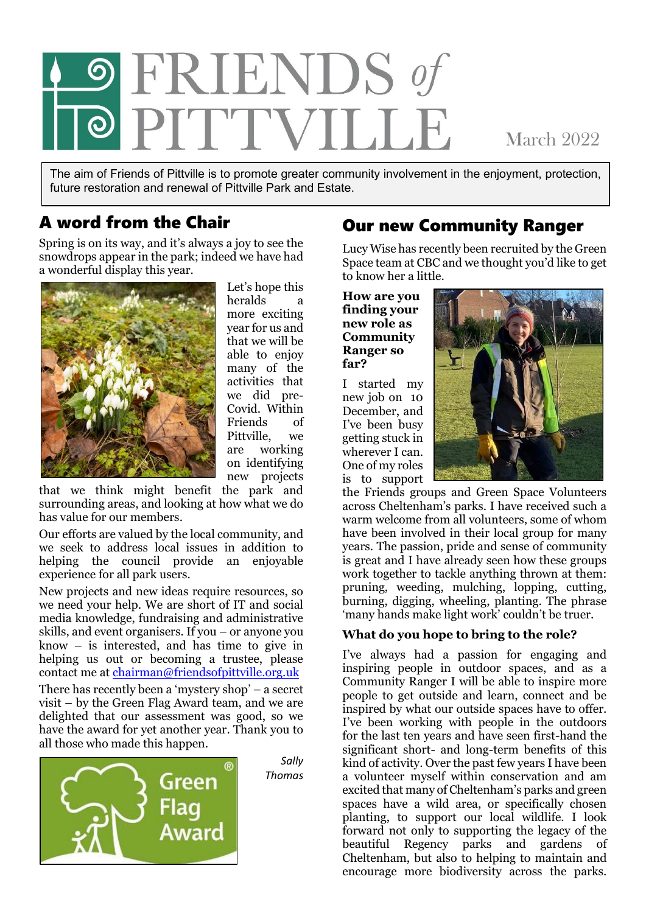# FRIENDS of PITTVILLE

March 2022

The aim of Friends of Pittville is to promote greater community involvement in the enjoyment, protection, future restoration and renewal of Pittville Park and Estate.

## A word from the Chair

Spring is on its way, and it's always a joy to see the snowdrops appear in the park; indeed we have had a wonderful display this year.

Let's hope this heralds a more exciting year for us and that we will be able to enjoy many of the activities that we did pre-Covid. Within Friends of Pittville, we are working on identifying new projects that we think might benefit the park and surrounding areas, and looking at how what we do has value for our members.

Our efforts are valued by the local community, and we seek to address local issues in addition to helping the council provide an enjoyable experience for all park users.

New projects and new ideas require resources, so we need your help. We are short of IT and social media knowledge, fundraising and administrative skills, and event organisers. If you – or anyone you know – is interested, and has time to give in helping us out or becoming a trustee, please contact me at chairman@friendsofpittville.org.uk

There has recently been a 'mystery shop' – a secret visit – by the Green Flag Award team, and we are delighted that our assessment was good, so we have the award for yet another year. Thank you to all those who made this happen.

*Sally Thomas*

## Our new Community Ranger

Lucy Wise has recently been recruited by the Green Space team at CBC and we thought you'd like to get to know her a little.

**How are you finding your new role as Community Ranger so far?**

I started my new job on 10 December, and I've been busy getting stuck in wherever I can. One of my roles is to support the Friends groups and Green Space Volunteers across Cheltenham's parks. I have received such a warm welcome from all volunteers, some of whom have been involved in their local group for many years. The passion, pride and sense of community is great and I have already seen how these groups work together to tackle anything thrown at them: pruning, weeding, mulching, lopping, cutting, burning, digging, wheeling, planting. The phrase 'many hands make light work' couldn't be truer.

**What do you hope to bring to the role?**

I've always had a passion for engaging and inspiring people in outdoor spaces, and as a Community Ranger I will be able to inspire more people to get outside and learn, connect and be inspired by what our outside spaces have to offer. I've been working with people in the outdoors for the last ten years and have seen first-hand the significant short- and long-term benefits of this kind of activity. Over the past few years I have been a volunteer myself within conservation and am excited that many of Cheltenham's parks and green spaces have a wild area, or specifically chosen planting, to support our local wildlife. I look forward not only to supporting the legacy of the beautiful Regency parks and gardens of Cheltenham, but also to helping to maintain and encourage more biodiversity across the parks.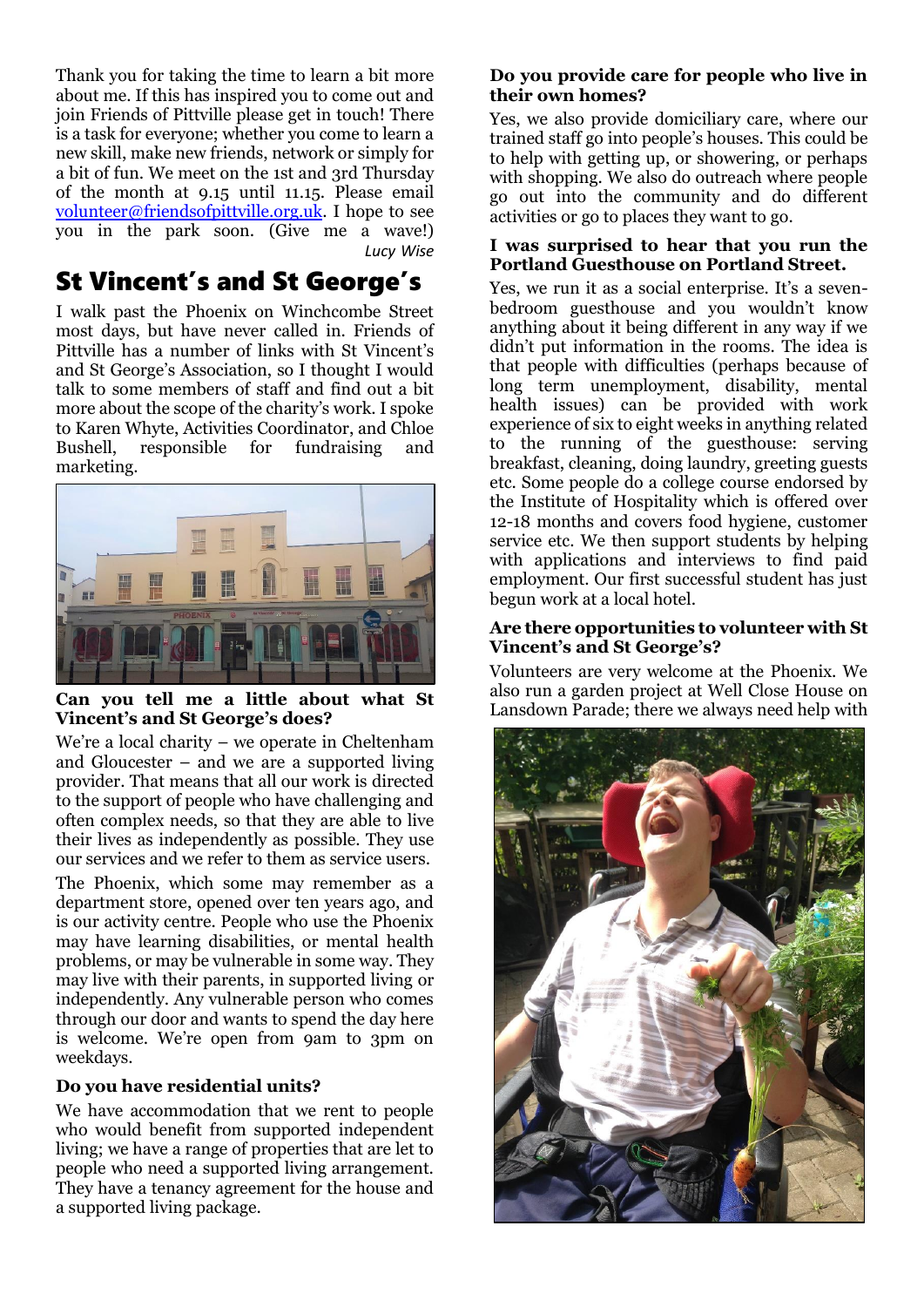Thank you for taking the time to learn a bit more about me. If this has inspired you to come out and join Friends of Pittville please get in touch! There is a task for everyone; whether you come to learn a new skill, make new friends, network or simply for a bit of fun. We meet on the 1st and 3rd Thursday of the month at 9.15 until 11.15. Please email volunteer@friendsofpittville.org.uk. I hope to see you in the park soon. (Give me a wave!)

*Lucy Wise*

# St Vincent's and St George's

I walk past the Phoenix on Winchcombe Street most days, but have never called in. Friends of Pittville has a number of links with St Vincent's and St George's Association, so I thought I would talk to some members of staff and find out a bit more about the scope of the charity's work. I spoke to Karen Whyte, Activities Coordinator, and Chloe Bushell, responsible for fundraising and marketing.

**Can you tell me a little about what St Vincent's and St George's does?**

We're a local charity – we operate in Cheltenham and Gloucester – and we are a supported living provider. That means that all our work is directed to the support of people who have challenging and often complex needs, so that they are able to live their lives as independently as possible. They use our services and we refer to them as service users.

The Phoenix, which some may remember as a department store, opened over ten years ago, and is our activity centre. People who use the Phoenix may have learning disabilities, or mental health problems, or may be vulnerable in some way. They may live with their parents, in supported living or independently. Any vulnerable person who comes through our door and wants to spend the day here is welcome. We're open from 9am to 3pm on weekdays.

**Do you have residential units?**

We have accommodation that we rent to people who would benefit from supported independent living; we have a range of properties that are let to people who need a supported living arrangement. They have a tenancy agreement for the house and a supported living package.

**Do you provide care for people who live in their own homes?**

Yes, we also provide domiciliary care, where our trained staff go into people's houses. This could be to help with getting up, or showering, or perhaps with shopping. We also do outreach where people go out into the community and do different activities or go to places they want to go.

**I was surprised to hear that you run the Portland Guesthouse on Portland Street.**

Yes, we run it as a social enterprise. It's a seven-bedroom guesthouse and you wouldn't know anything about it being different in any way if we didn't put information in the rooms. The idea is that people with difficulties (perhaps because of long term unemployment, disability, mental health issues) can be provided with work experience of six to eight weeks in anything related to the running of the guesthouse: serving breakfast, cleaning, doing laundry, greeting guests etc. Some people do a college course endorsed by the Institute of Hospitality which is offered over 12-18 months and covers food hygiene, customer service etc. We then support students by helping with applications and interviews to find paid employment. Our first successful student has just begun work at a local hotel.

**Are there opportunities to volunteer with St Vincent's and St George's?**

Volunteers are very welcome at the Phoenix. We also run a garden project at Well Close House on Lansdown Parade; there we always need help with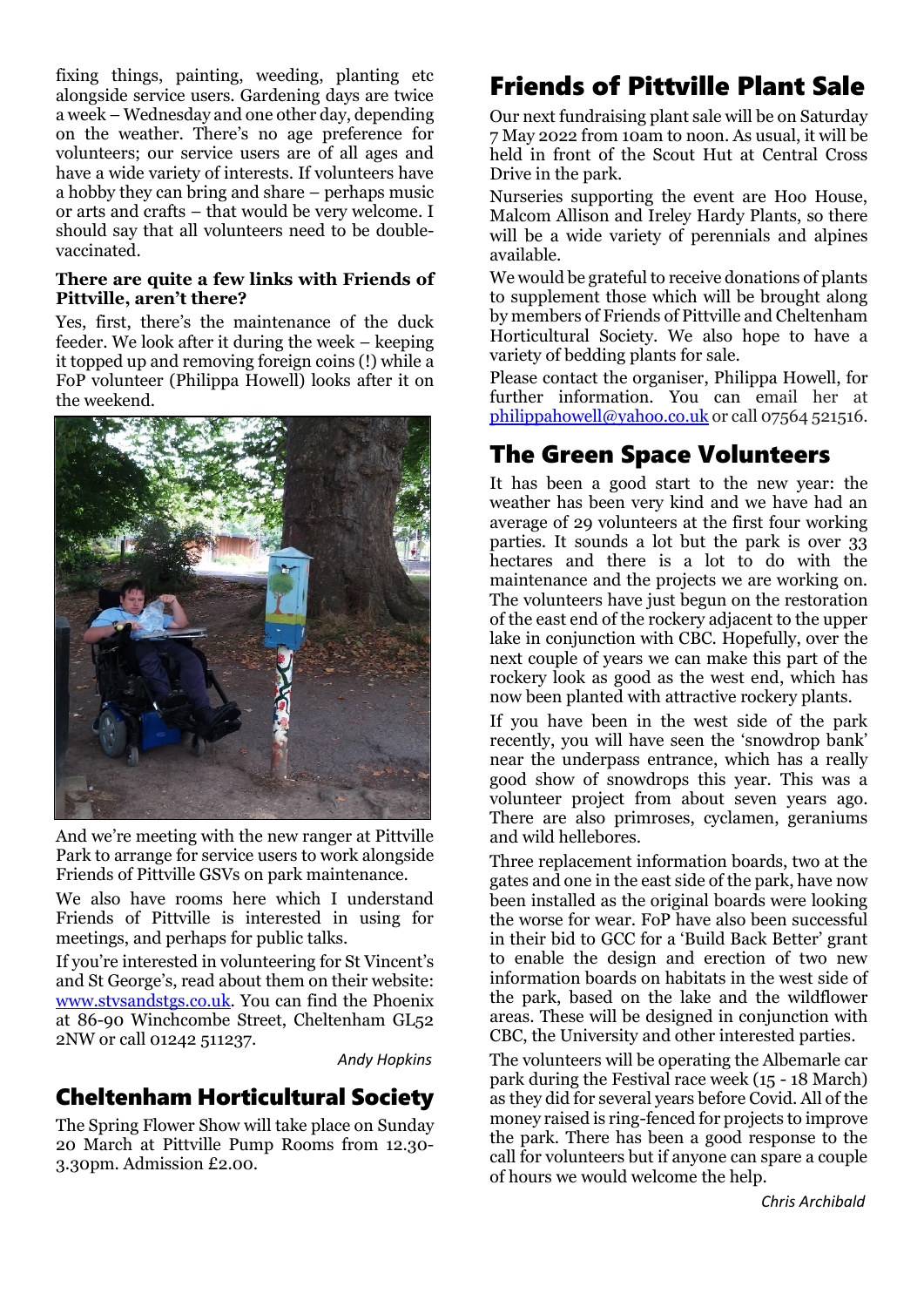fixing things, painting, weeding, planting etc alongside service users. Gardening days are twice a week – Wednesday and one other day, depending on the weather. There's no age preference for volunteers; our service users are of all ages and have a wide variety of interests. If volunteers have a hobby they can bring and share – perhaps music or arts and crafts – that would be very welcome. I should say that all volunteers need to be double-vaccinated.

**There are quite a few links with Friends of Pittville, aren't there?**

Yes, first, there's the maintenance of the duck feeder. We look after it during the week – keeping it topped up and removing foreign coins (!) while a FoP volunteer (Philippa Howell) looks after it on the weekend.

And we're meeting with the new ranger at Pittville Park to arrange for service users to work alongside Friends of Pittville GSVs on park maintenance.

We also have rooms here which I understand Friends of Pittville is interested in using for meetings, and perhaps for public talks.

If you're interested in volunteering for St Vincent's and St George's, read about them on their website: www.stvsandstgs.co.uk. You can find the Phoenix at 86-90 Winchcombe Street, Cheltenham GL52 2NW or call 01242 511237.

*Andy Hopkins*

## Cheltenham Horticultural Society

The Spring Flower Show will take place on Sunday 20 March at Pittville Pump Rooms from 12.30-3.30pm. Admission £2.00.

## Friends of Pittville Plant Sale

Our next fundraising plant sale will be on Saturday 7 May 2022 from 10am to noon. As usual, it will be held in front of the Scout Hut at Central Cross Drive in the park.

Nurseries supporting the event are Hoo House, Malcom Allison and Ireley Hardy Plants, so there will be a wide variety of perennials and alpines available.

We would be grateful to receive donations of plants to supplement those which will be brought along by members of Friends of Pittville and Cheltenham Horticultural Society. We also hope to have a variety of bedding plants for sale.

Please contact the organiser, Philippa Howell, for further information. You can email her at philippahowell@yahoo.co.uk or call 07564 521516.

## The Green Space Volunteers

It has been a good start to the new year: the weather has been very kind and we have had an average of 29 volunteers at the first four working parties. It sounds a lot but the park is over 33 hectares and there is a lot to do with the maintenance and the projects we are working on. The volunteers have just begun on the restoration of the east end of the rockery adjacent to the upper lake in conjunction with CBC. Hopefully, over the next couple of years we can make this part of the rockery look as good as the west end, which has now been planted with attractive rockery plants.

If you have been in the west side of the park recently, you will have seen the 'snowdrop bank' near the underpass entrance, which has a really good show of snowdrops this year. This was a volunteer project from about seven years ago. There are also primroses, cyclamen, geraniums and wild hellebores.

Three replacement information boards, two at the gates and one in the east side of the park, have now been installed as the original boards were looking the worse for wear. FoP have also been successful in their bid to GCC for a 'Build Back Better' grant to enable the design and erection of two new information boards on habitats in the west side of the park, based on the lake and the wildflower areas. These will be designed in conjunction with CBC, the University and other interested parties.

The volunteers will be operating the Albemarle car park during the Festival race week (15 - 18 March) as they did for several years before Covid. All of the money raised is ring-fenced for projects to improve the park. There has been a good response to the call for volunteers but if anyone can spare a couple of hours we would welcome the help.

*Chris Archibald*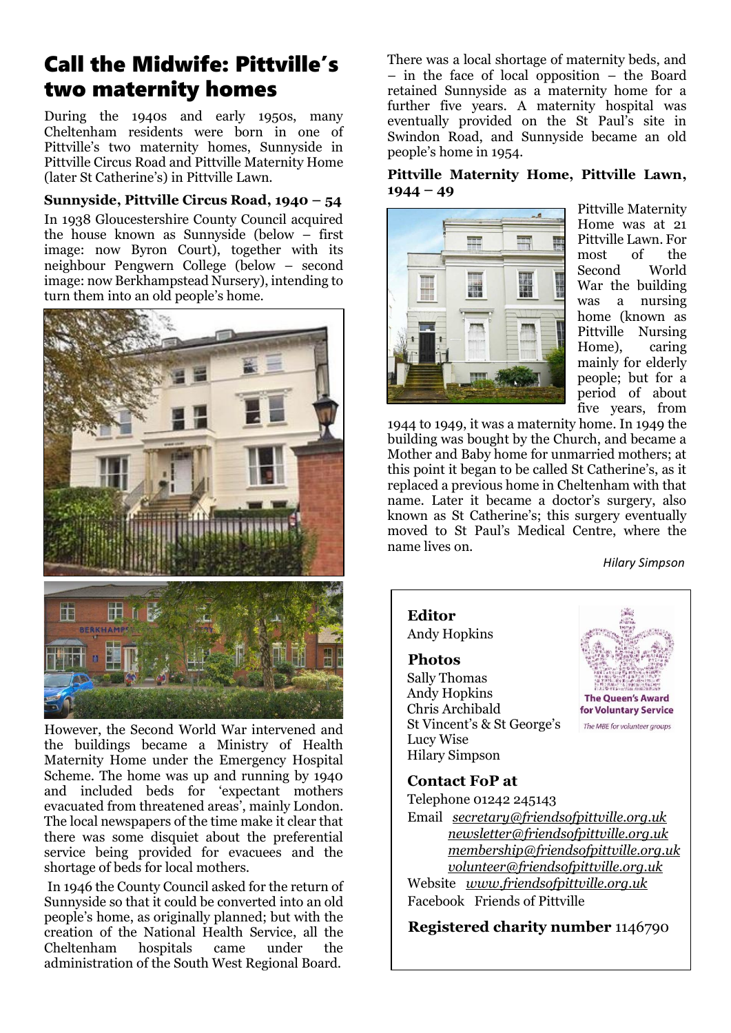# Call the Midwife: Pittville's two maternity homes

During the 1940s and early 1950s, many Cheltenham residents were born in one of Pittville's two maternity homes, Sunnyside in Pittville Circus Road and Pittville Maternity Home (later St Catherine's) in Pittville Lawn.

### Sunnyside, Pittville Circus Road, 1940 – 54

In 1938 Gloucestershire County Council acquired the house known as Sunnyside (below – first image: now Byron Court), together with its neighbour Pengwern College (below – second image: now Berkhampstead Nursery), intending to turn them into an old people's home.

However, the Second World War intervened and the buildings became a Ministry of Health Maternity Home under the Emergency Hospital Scheme. The home was up and running by 1940 and included beds for 'expectant mothers evacuated from threatened areas', mainly London. The local newspapers of the time make it clear that there was some disquiet about the preferential service being provided for evacuees and the shortage of beds for local mothers.

In 1946 the County Council asked for the return of Sunnyside so that it could be converted into an old people's home, as originally planned; but with the creation of the National Health Service, all the Cheltenham hospitals came under the administration of the South West Regional Board.

There was a local shortage of maternity beds, and – in the face of local opposition – the Board retained Sunnyside as a maternity home for a further five years. A maternity hospital was eventually provided on the St Paul's site in Swindon Road, and Sunnyside became an old people's home in 1954.

### Pittville Maternity Home, Pittville Lawn, 1944 – 49

Pittville Maternity Home was at 21 Pittville Lawn. For most of the Second World War the building was a nursing home (known as Pittville Nursing Home), caring mainly for elderly people; but for a period of about five years, from 1944 to 1949, it was a maternity home. In 1949 the building was bought by the Church, and became a Mother and Baby home for unmarried mothers; at this point it began to be called St Catherine's, as it replaced a previous home in Cheltenham with that name. Later it became a doctor's surgery, also known as St Catherine's; this surgery eventually moved to St Paul's Medical Centre, where the name lives on.

*Hilary Simpson*

---

**Editor**
Andy Hopkins

**Photos**
Sally Thomas
Andy Hopkins
Chris Archibald
St Vincent's & St George's
Lucy Wise
Hilary Simpson

The Queen's Award for Voluntary Service
*The MBE for volunteer groups*

**Contact FoP at**
Telephone 01242 245143
Email *secretary@friendsofpittville.org.uk*
*newsletter@friendsofpittville.org.uk*
*membership@friendsofpittville.org.uk*
*volunteer@friendsofpittville.org.uk*
Website *www.friendsofpittville.org.uk*
Facebook Friends of Pittville

**Registered charity number** 1146790